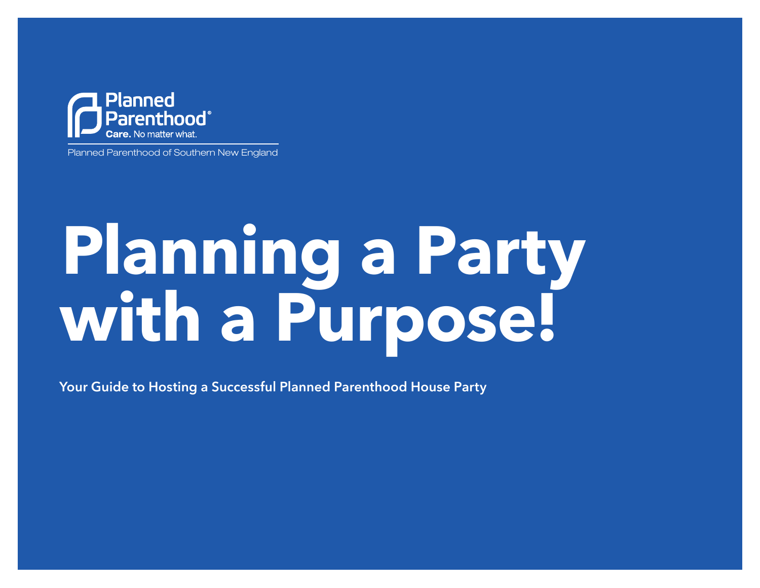Planned Parenthood®

Care. No matter what.

Planned Parenthood of Southern New England

# Planning a Party with a Purpose!

**Your Guide to Hosting a Successful Planned Parenthood House Party**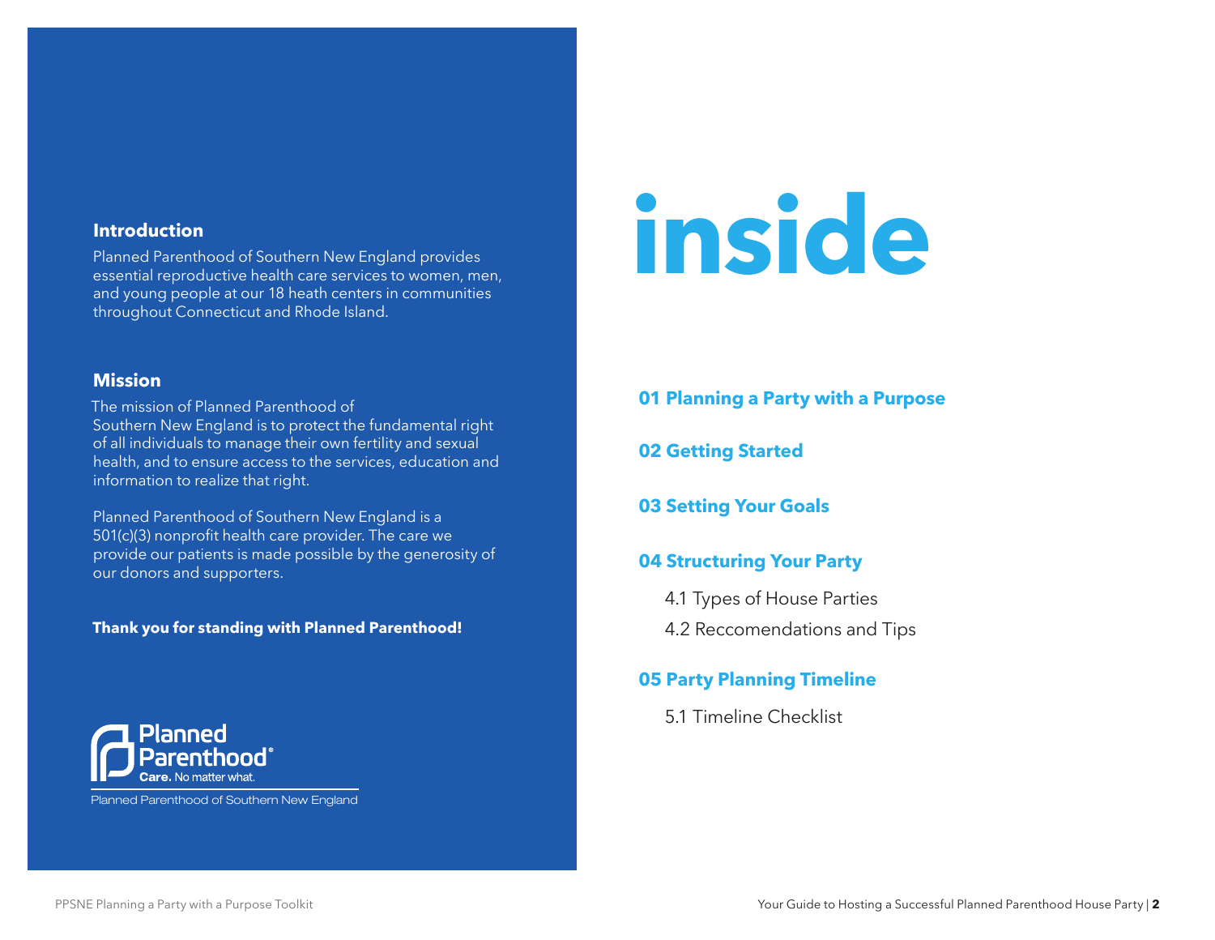## Introduction

Planned Parenthood of Southern New England provides essential reproductive health care services to women, men, and young people at our 18 heath centers in communities throughout Connecticut and Rhode Island.

## Mission

The mission of Planned Parenthood of Southern New England is to protect the fundamental right of all individuals to manage their own fertility and sexual health, and to ensure access to the services, education and information to realize that right.

Planned Parenthood of Southern New England is a 501(c)(3) nonprofit health care provider. The care we provide our patients is made possible by the generosity of our donors and supporters.

**Thank you for standing with Planned Parenthood!**

Planned Parenthood® Care. No matter what.

Planned Parenthood of Southern New England

# inside

**01 Planning a Party with a Purpose**

**02 Getting Started**

**03 Setting Your Goals**

**04 Structuring Your Party**

- 4.1 Types of House Parties
- 4.2 Reccomendations and Tips

**05 Party Planning Timeline**

- 5.1 Timeline Checklist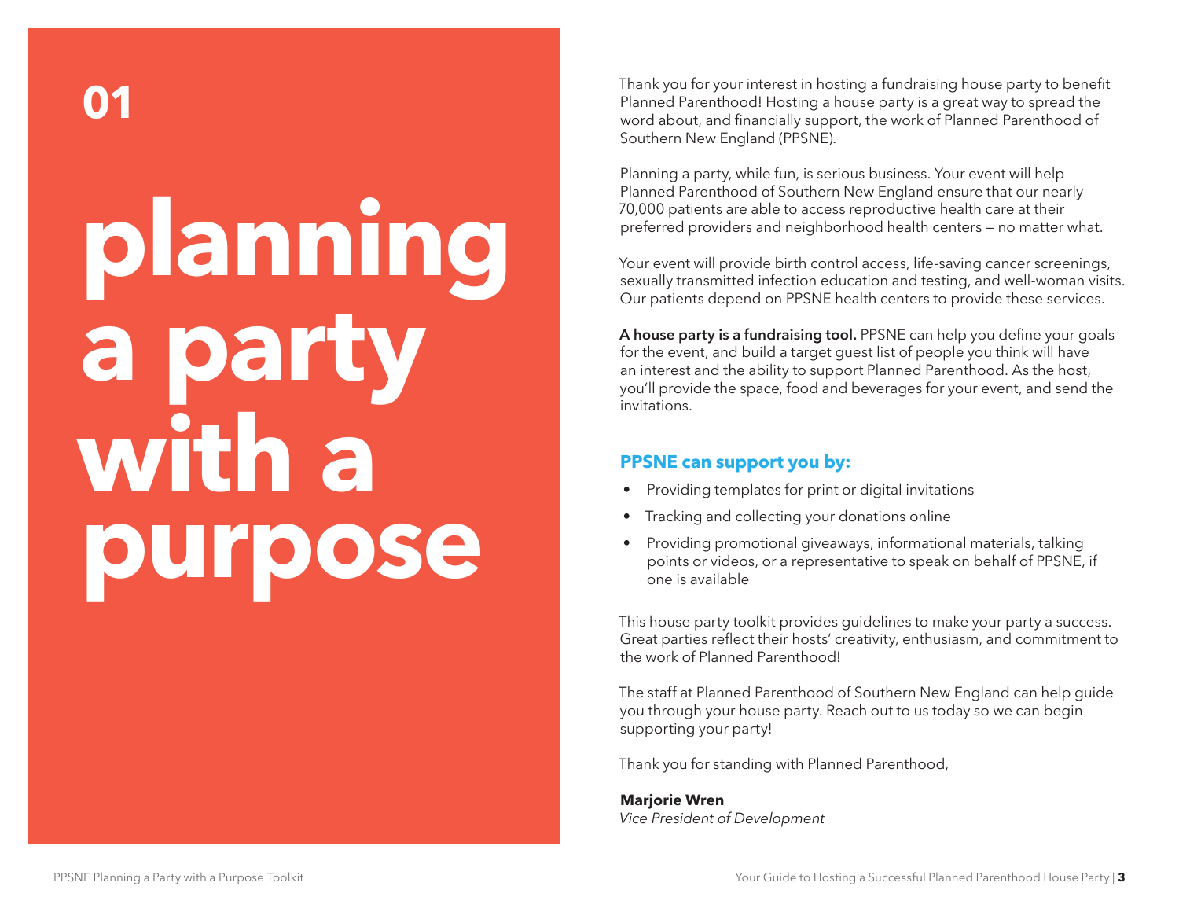# 01

# planning a party with a purpose

Thank you for your interest in hosting a fundraising house party to benefit Planned Parenthood! Hosting a house party is a great way to spread the word about, and financially support, the work of Planned Parenthood of Southern New England (PPSNE).

Planning a party, while fun, is serious business. Your event will help Planned Parenthood of Southern New England ensure that our nearly 70,000 patients are able to access reproductive health care at their preferred providers and neighborhood health centers — no matter what.

Your event will provide birth control access, life-saving cancer screenings, sexually transmitted infection education and testing, and well-woman visits. Our patients depend on PPSNE health centers to provide these services.

**A house party is a fundraising tool.** PPSNE can help you define your goals for the event, and build a target guest list of people you think will have an interest and the ability to support Planned Parenthood. As the host, you'll provide the space, food and beverages for your event, and send the invitations.

## PPSNE can support you by:

- Providing templates for print or digital invitations
- Tracking and collecting your donations online
- Providing promotional giveaways, informational materials, talking points or videos, or a representative to speak on behalf of PPSNE, if one is available

This house party toolkit provides guidelines to make your party a success. Great parties reflect their hosts' creativity, enthusiasm, and commitment to the work of Planned Parenthood!

The staff at Planned Parenthood of Southern New England can help guide you through your house party. Reach out to us today so we can begin supporting your party!

Thank you for standing with Planned Parenthood,

**Marjorie Wren**
*Vice President of Development*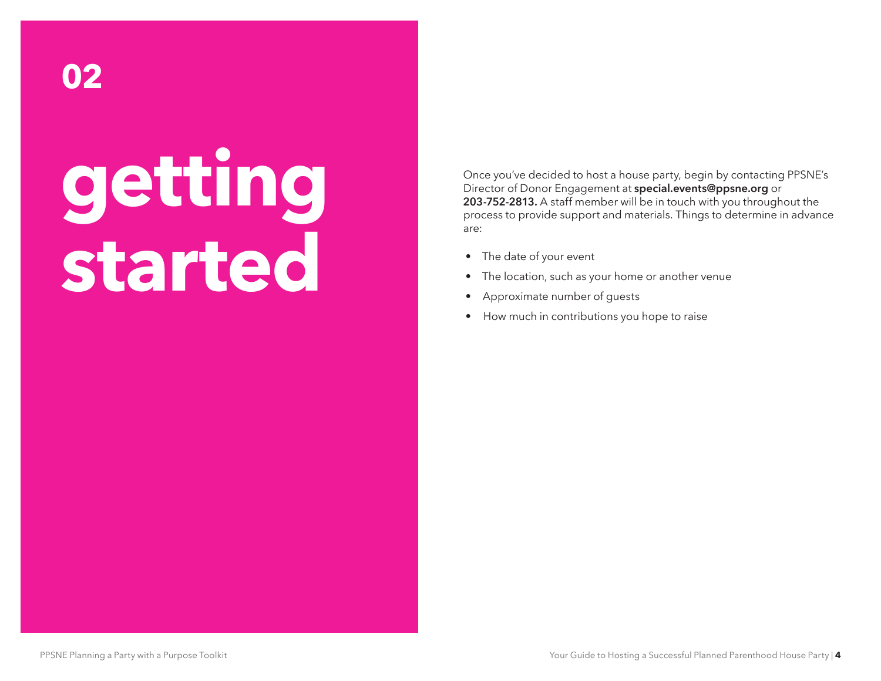# 02

# getting started

Once you've decided to host a house party, begin by contacting PPSNE's Director of Donor Engagement at **special.events@ppsne.org** or **203-752-2813.** A staff member will be in touch with you throughout the process to provide support and materials. Things to determine in advance are:

- The date of your event
- The location, such as your home or another venue
- Approximate number of guests
- How much in contributions you hope to raise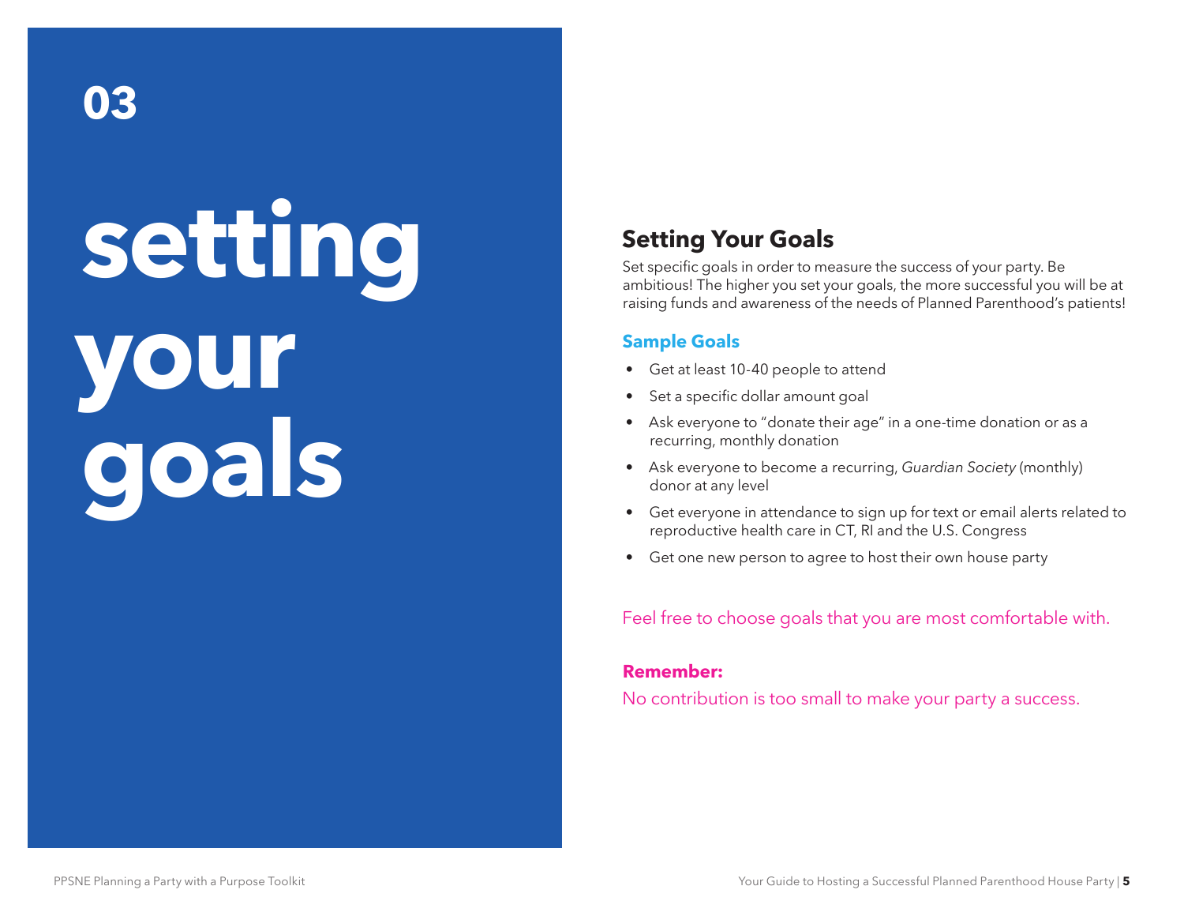03

# setting your goals

## Setting Your Goals

Set specific goals in order to measure the success of your party. Be ambitious! The higher you set your goals, the more successful you will be at raising funds and awareness of the needs of Planned Parenthood's patients!

### Sample Goals

- Get at least 10-40 people to attend
- Set a specific dollar amount goal
- Ask everyone to "donate their age" in a one-time donation or as a recurring, monthly donation
- Ask everyone to become a recurring, *Guardian Society* (monthly) donor at any level
- Get everyone in attendance to sign up for text or email alerts related to reproductive health care in CT, RI and the U.S. Congress
- Get one new person to agree to host their own house party

Feel free to choose goals that you are most comfortable with.

**Remember:**

No contribution is too small to make your party a success.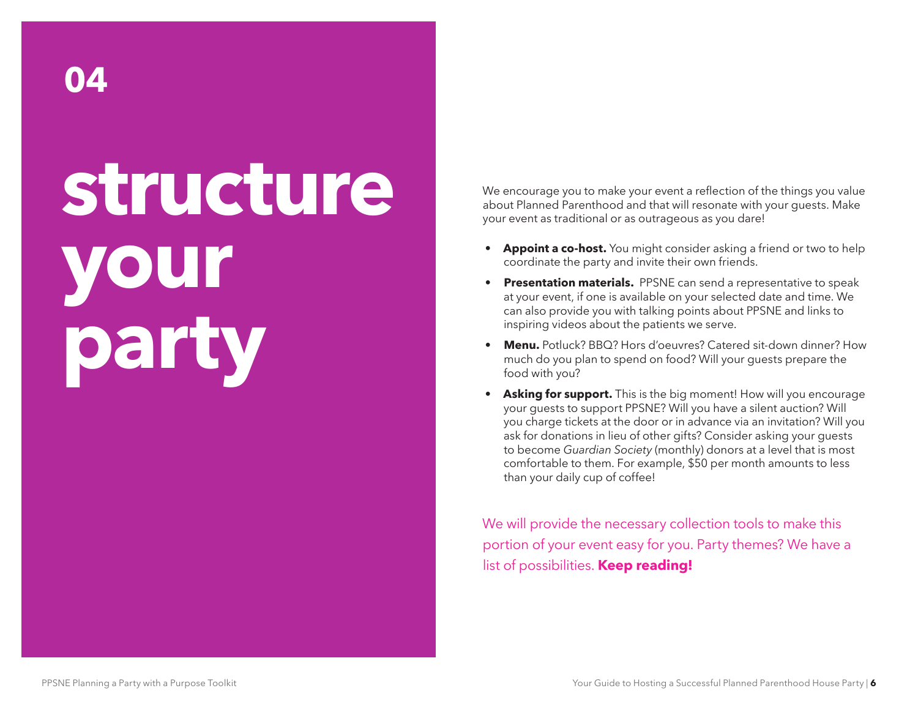04

# structure your party

We encourage you to make your event a reflection of the things you value about Planned Parenthood and that will resonate with your guests. Make your event as traditional or as outrageous as you dare!

- **Appoint a co-host.** You might consider asking a friend or two to help coordinate the party and invite their own friends.
- **Presentation materials.** PPSNE can send a representative to speak at your event, if one is available on your selected date and time. We can also provide you with talking points about PPSNE and links to inspiring videos about the patients we serve.
- **Menu.** Potluck? BBQ? Hors d'oeuvres? Catered sit-down dinner? How much do you plan to spend on food? Will your guests prepare the food with you?
- **Asking for support.** This is the big moment! How will you encourage your guests to support PPSNE? Will you have a silent auction? Will you charge tickets at the door or in advance via an invitation? Will you ask for donations in lieu of other gifts? Consider asking your guests to become *Guardian Society* (monthly) donors at a level that is most comfortable to them. For example, $50 per month amounts to less than your daily cup of coffee!

We will provide the necessary collection tools to make this portion of your event easy for you. Party themes? We have a list of possibilities. **Keep reading!**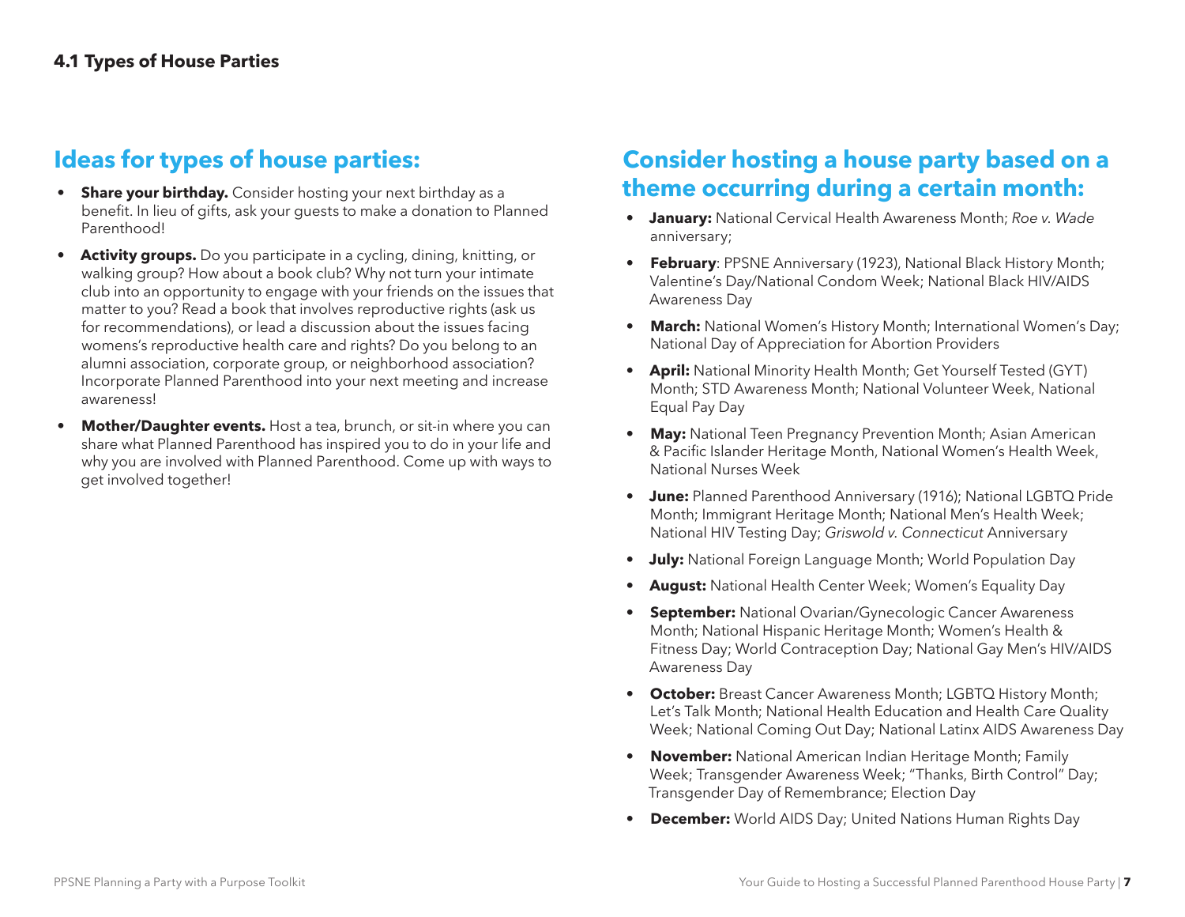### 4.1 Types of House Parties

## Ideas for types of house parties:

- **Share your birthday.** Consider hosting your next birthday as a benefit. In lieu of gifts, ask your guests to make a donation to Planned Parenthood!
- **Activity groups.** Do you participate in a cycling, dining, knitting, or walking group? How about a book club? Why not turn your intimate club into an opportunity to engage with your friends on the issues that matter to you? Read a book that involves reproductive rights (ask us for recommendations), or lead a discussion about the issues facing womens's reproductive health care and rights? Do you belong to an alumni association, corporate group, or neighborhood association? Incorporate Planned Parenthood into your next meeting and increase awareness!
- **Mother/Daughter events.** Host a tea, brunch, or sit-in where you can share what Planned Parenthood has inspired you to do in your life and why you are involved with Planned Parenthood. Come up with ways to get involved together!

## Consider hosting a house party based on a theme occurring during a certain month:

- **January:** National Cervical Health Awareness Month; *Roe v. Wade* anniversary;
- **February**: PPSNE Anniversary (1923), National Black History Month; Valentine's Day/National Condom Week; National Black HIV/AIDS Awareness Day
- **March:** National Women's History Month; International Women's Day; National Day of Appreciation for Abortion Providers
- **April:** National Minority Health Month; Get Yourself Tested (GYT) Month; STD Awareness Month; National Volunteer Week, National Equal Pay Day
- **May:** National Teen Pregnancy Prevention Month; Asian American & Pacific Islander Heritage Month, National Women's Health Week, National Nurses Week
- **June:** Planned Parenthood Anniversary (1916); National LGBTQ Pride Month; Immigrant Heritage Month; National Men's Health Week; National HIV Testing Day; *Griswold v. Connecticut* Anniversary
- **July:** National Foreign Language Month; World Population Day
- **August:** National Health Center Week; Women's Equality Day
- **September:** National Ovarian/Gynecologic Cancer Awareness Month; National Hispanic Heritage Month; Women's Health & Fitness Day; World Contraception Day; National Gay Men's HIV/AIDS Awareness Day
- **October:** Breast Cancer Awareness Month; LGBTQ History Month; Let's Talk Month; National Health Education and Health Care Quality Week; National Coming Out Day; National Latinx AIDS Awareness Day
- **November:** National American Indian Heritage Month; Family Week; Transgender Awareness Week; "Thanks, Birth Control" Day; Transgender Day of Remembrance; Election Day
- **December:** World AIDS Day; United Nations Human Rights Day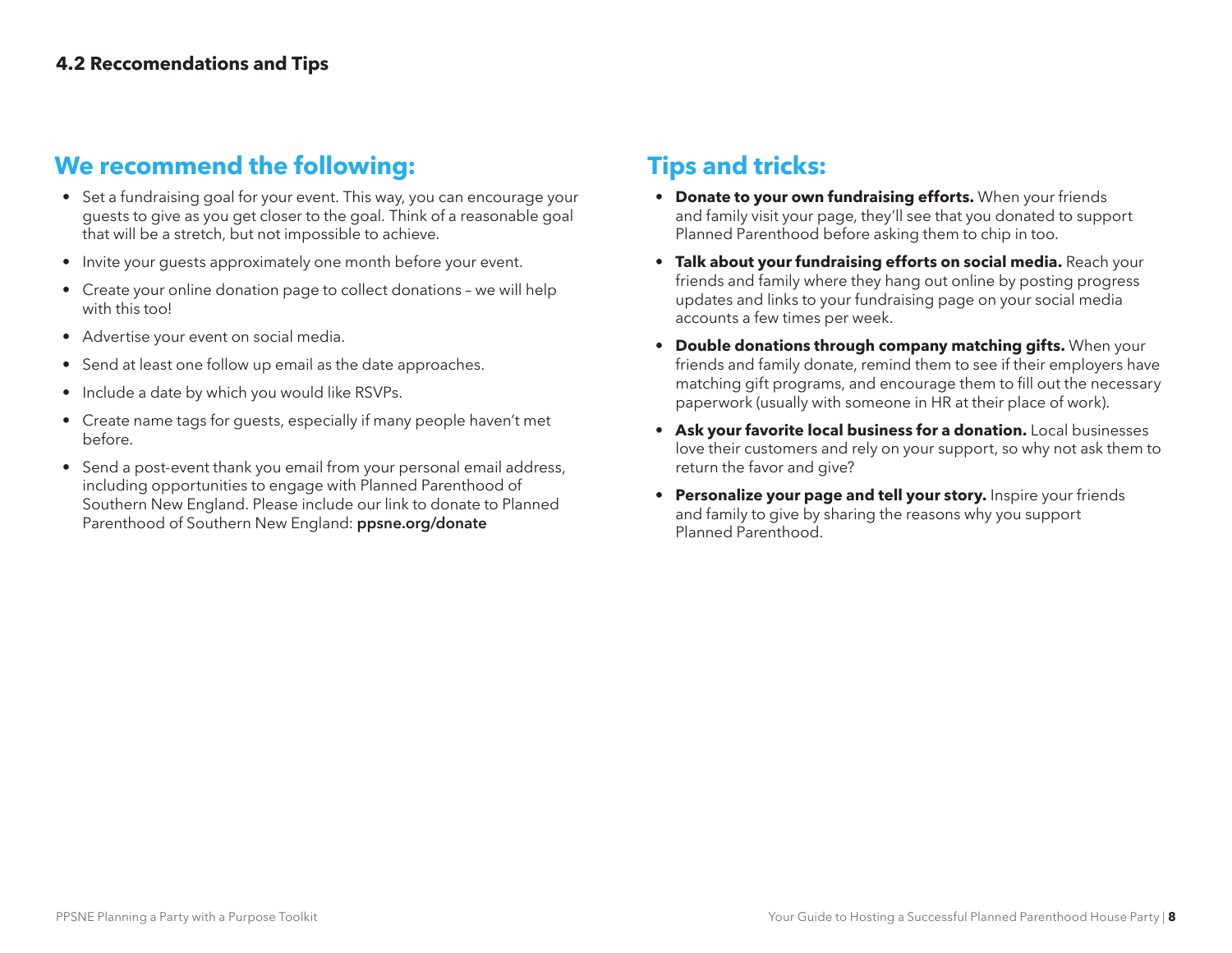#### 4.2 Reccomendations and Tips

## We recommend the following:

- Set a fundraising goal for your event. This way, you can encourage your guests to give as you get closer to the goal. Think of a reasonable goal that will be a stretch, but not impossible to achieve.
- Invite your guests approximately one month before your event.
- Create your online donation page to collect donations – we will help with this too!
- Advertise your event on social media.
- Send at least one follow up email as the date approaches.
- Include a date by which you would like RSVPs.
- Create name tags for guests, especially if many people haven't met before.
- Send a post-event thank you email from your personal email address, including opportunities to engage with Planned Parenthood of Southern New England. Please include our link to donate to Planned Parenthood of Southern New England: **ppsne.org/donate**

## Tips and tricks:

- **Donate to your own fundraising efforts.** When your friends and family visit your page, they'll see that you donated to support Planned Parenthood before asking them to chip in too.
- **Talk about your fundraising efforts on social media.** Reach your friends and family where they hang out online by posting progress updates and links to your fundraising page on your social media accounts a few times per week.
- **Double donations through company matching gifts.** When your friends and family donate, remind them to see if their employers have matching gift programs, and encourage them to fill out the necessary paperwork (usually with someone in HR at their place of work).
- **Ask your favorite local business for a donation.** Local businesses love their customers and rely on your support, so why not ask them to return the favor and give?
- **Personalize your page and tell your story.** Inspire your friends and family to give by sharing the reasons why you support Planned Parenthood.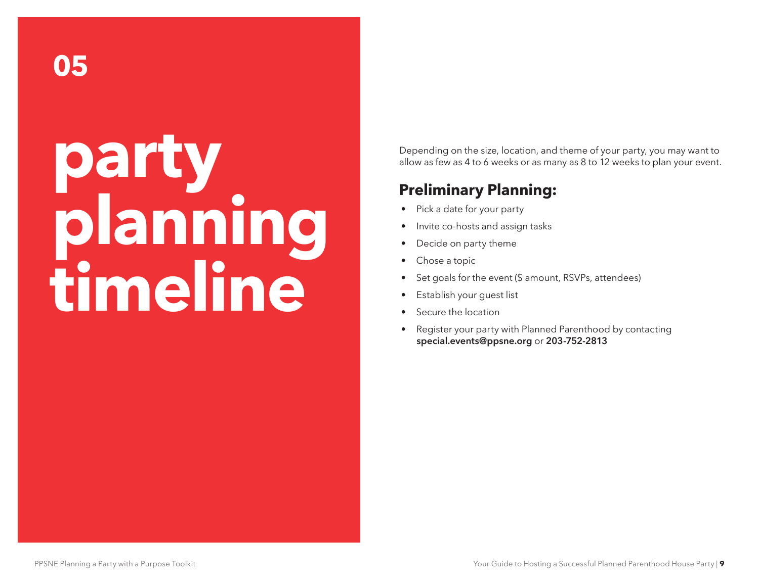05

# party planning timeline

Depending on the size, location, and theme of your party, you may want to allow as few as 4 to 6 weeks or as many as 8 to 12 weeks to plan your event.

## Preliminary Planning:

- Pick a date for your party
- Invite co-hosts and assign tasks
- Decide on party theme
- Chose a topic
- Set goals for the event ($ amount, RSVPs, attendees)
- Establish your guest list
- Secure the location
- Register your party with Planned Parenthood by contacting **special.events@ppsne.org** or **203-752-2813**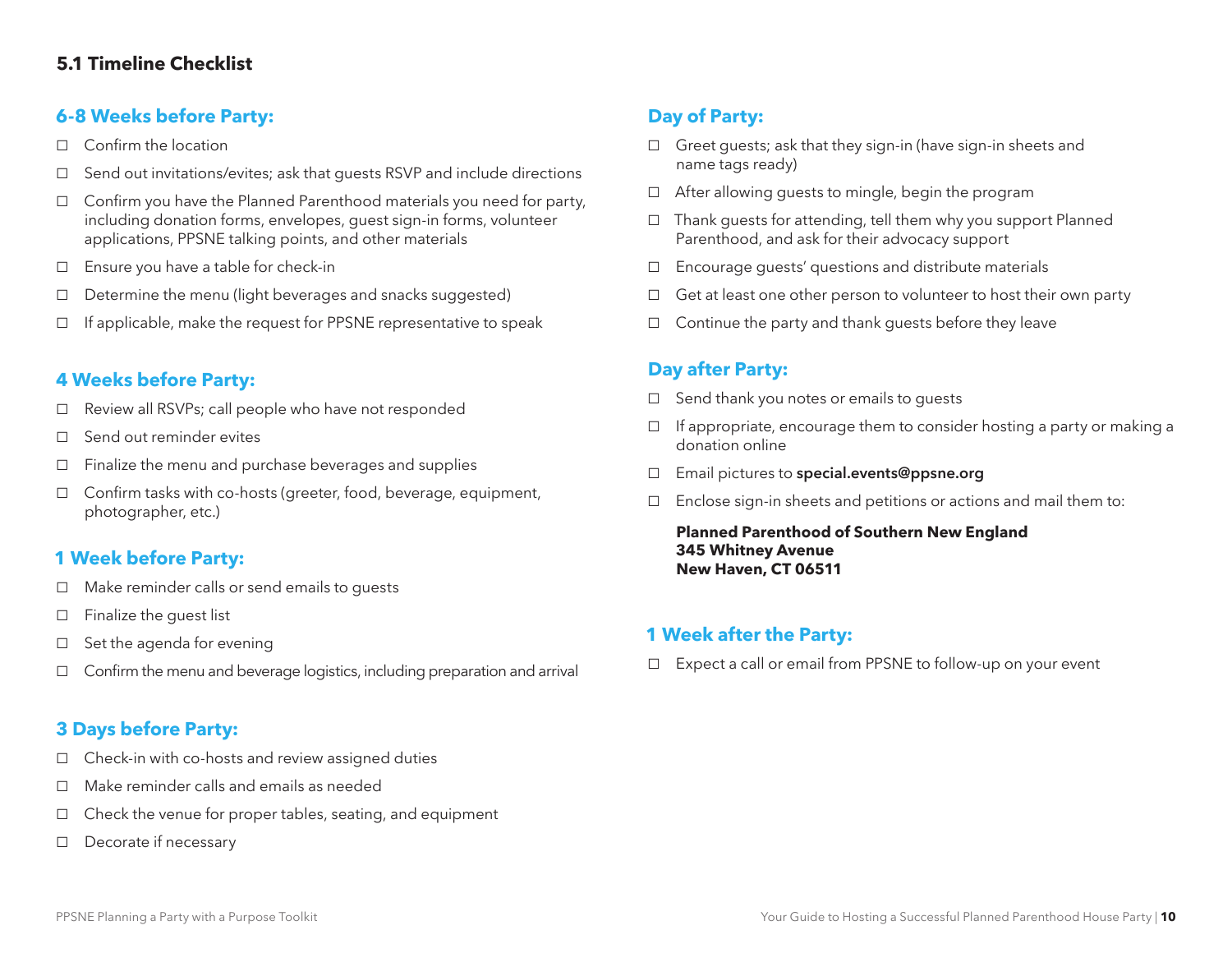### 5.1 Timeline Checklist

## 6-8 Weeks before Party:

- ☐ Confirm the location
- ☐ Send out invitations/evites; ask that guests RSVP and include directions
- ☐ Confirm you have the Planned Parenthood materials you need for party, including donation forms, envelopes, guest sign-in forms, volunteer applications, PPSNE talking points, and other materials
- ☐ Ensure you have a table for check-in
- ☐ Determine the menu (light beverages and snacks suggested)
- ☐ If applicable, make the request for PPSNE representative to speak

## 4 Weeks before Party:

- ☐ Review all RSVPs; call people who have not responded
- ☐ Send out reminder evites
- ☐ Finalize the menu and purchase beverages and supplies
- ☐ Confirm tasks with co-hosts (greeter, food, beverage, equipment, photographer, etc.)

## 1 Week before Party:

- ☐ Make reminder calls or send emails to guests
- ☐ Finalize the guest list
- ☐ Set the agenda for evening
- ☐ Confirm the menu and beverage logistics, including preparation and arrival

## 3 Days before Party:

- ☐ Check-in with co-hosts and review assigned duties
- ☐ Make reminder calls and emails as needed
- ☐ Check the venue for proper tables, seating, and equipment
- ☐ Decorate if necessary

## Day of Party:

- ☐ Greet guests; ask that they sign-in (have sign-in sheets and name tags ready)
- ☐ After allowing guests to mingle, begin the program
- ☐ Thank guests for attending, tell them why you support Planned Parenthood, and ask for their advocacy support
- ☐ Encourage guests' questions and distribute materials
- ☐ Get at least one other person to volunteer to host their own party
- ☐ Continue the party and thank guests before they leave

## Day after Party:

- ☐ Send thank you notes or emails to guests
- ☐ If appropriate, encourage them to consider hosting a party or making a donation online
- ☐ Email pictures to **special.events@ppsne.org**
- ☐ Enclose sign-in sheets and petitions or actions and mail them to:

**Planned Parenthood of Southern New England**
**345 Whitney Avenue**
**New Haven, CT 06511**

## 1 Week after the Party:

- ☐ Expect a call or email from PPSNE to follow-up on your event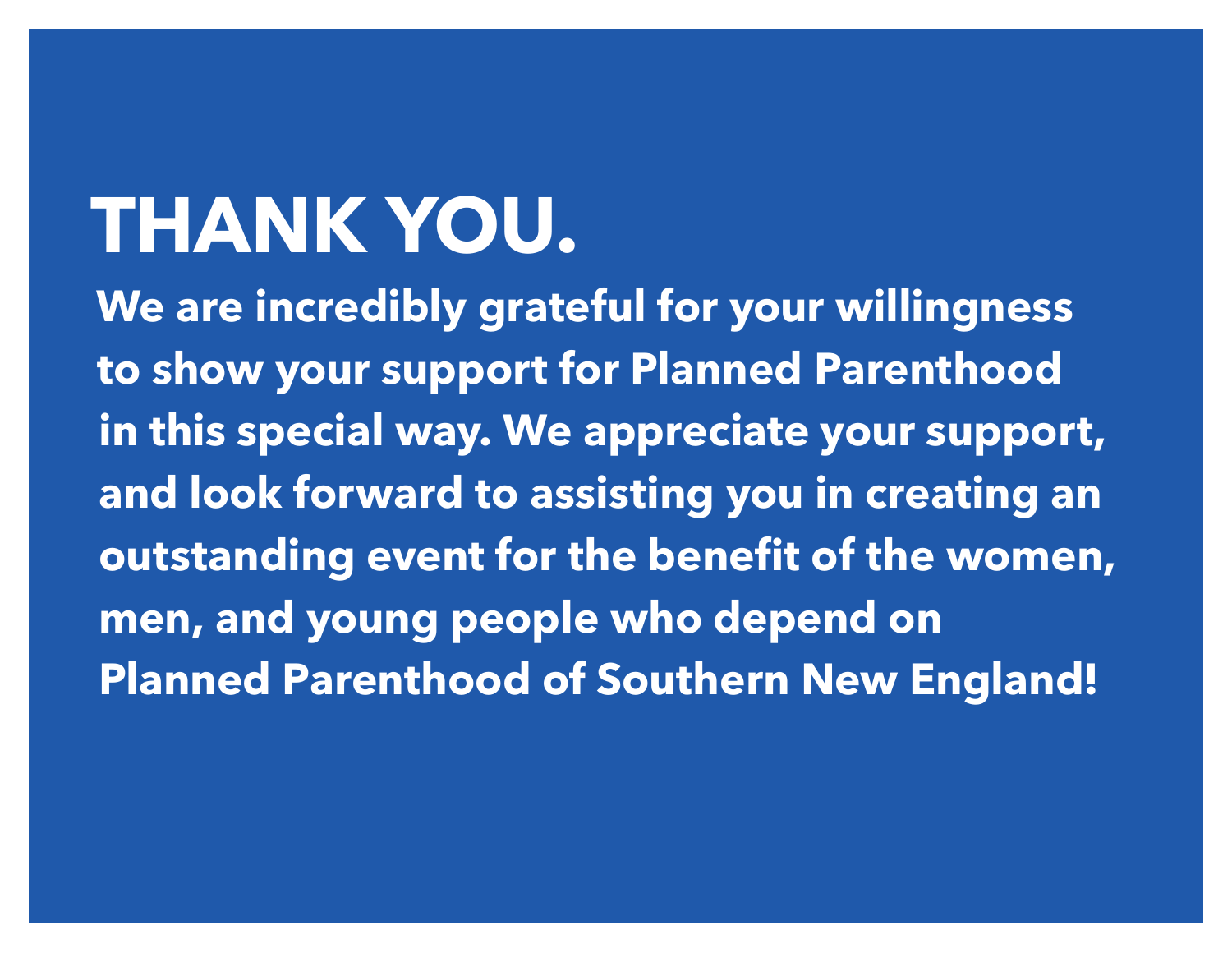# THANK YOU.

**We are incredibly grateful for your willingness to show your support for Planned Parenthood in this special way. We appreciate your support, and look forward to assisting you in creating an outstanding event for the benefit of the women, men, and young people who depend on Planned Parenthood of Southern New England!**